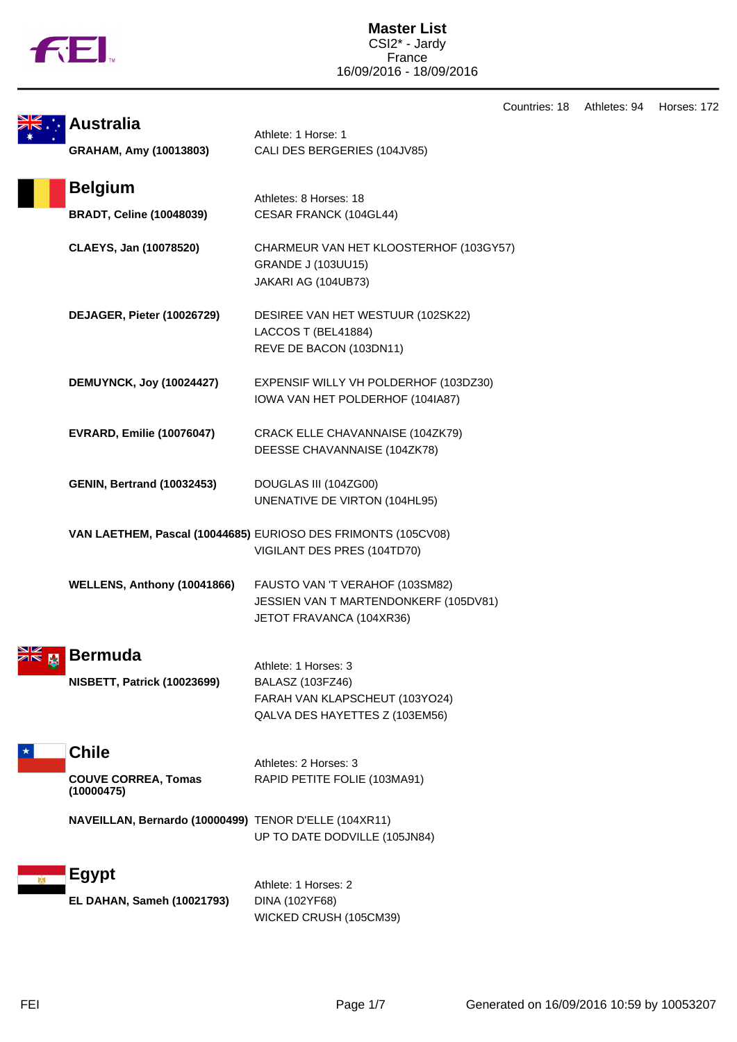# Master List

CSI2* - Jardy
France
16/09/2016 - 18/09/2016

Countries: 18 Athletes: 94 Horses: 172

## Australia

Athlete: 1 Horse: 1

| Athlete | Horse |
|---|---|
| **GRAHAM, Amy (10013803)** | CALI DES BERGERIES (104JV85) |

## Belgium

Athletes: 8 Horses: 18

| Athlete | Horse |
|---|---|
| **BRADT, Celine (10048039)** | CESAR FRANCK (104GL44) |
| **CLAEYS, Jan (10078520)** | CHARMEUR VAN HET KLOOSTERHOF (103GY57) |
| | GRANDE J (103UU15) |
| | JAKARI AG (104UB73) |
| **DEJAGER, Pieter (10026729)** | DESIREE VAN HET WESTUUR (102SK22) |
| | LACCOS T (BEL41884) |
| | REVE DE BACON (103DN11) |
| **DEMUYNCK, Joy (10024427)** | EXPENSIF WILLY VH POLDERHOF (103DZ30) |
| | IOWA VAN HET POLDERHOF (104IA87) |
| **EVRARD, Emilie (10076047)** | CRACK ELLE CHAVANNAISE (104ZK79) |
| | DEESSE CHAVANNAISE (104ZK78) |
| **GENIN, Bertrand (10032453)** | DOUGLAS III (104ZG00) |
| | UNENATIVE DE VIRTON (104HL95) |
| **VAN LAETHEM, Pascal (10044685)** | EURIOSO DES FRIMONTS (105CV08) |
| | VIGILANT DES PRES (104TD70) |
| **WELLENS, Anthony (10041866)** | FAUSTO VAN 'T VERAHOF (103SM82) |
| | JESSIEN VAN T MARTENDONKERF (105DV81) |
| | JETOT FRAVANCA (104XR36) |

## Bermuda

Athlete: 1 Horses: 3

| Athlete | Horse |
|---|---|
| **NISBETT, Patrick (10023699)** | BALASZ (103FZ46) |
| | FARAH VAN KLAPSCHEUT (103YO24) |
| | QALVA DES HAYETTES Z (103EM56) |

## Chile

Athletes: 2 Horses: 3

| Athlete | Horse |
|---|---|
| **COUVE CORREA, Tomas (10000475)** | RAPID PETITE FOLIE (103MA91) |
| **NAVEILLAN, Bernardo (10000499)** | TENOR D'ELLE (104XR11) |
| | UP TO DATE DODVILLE (105JN84) |

## Egypt

Athlete: 1 Horses: 2

| Athlete | Horse |
|---|---|
| **EL DAHAN, Sameh (10021793)** | DINA (102YF68) |
| | WICKED CRUSH (105CM39) |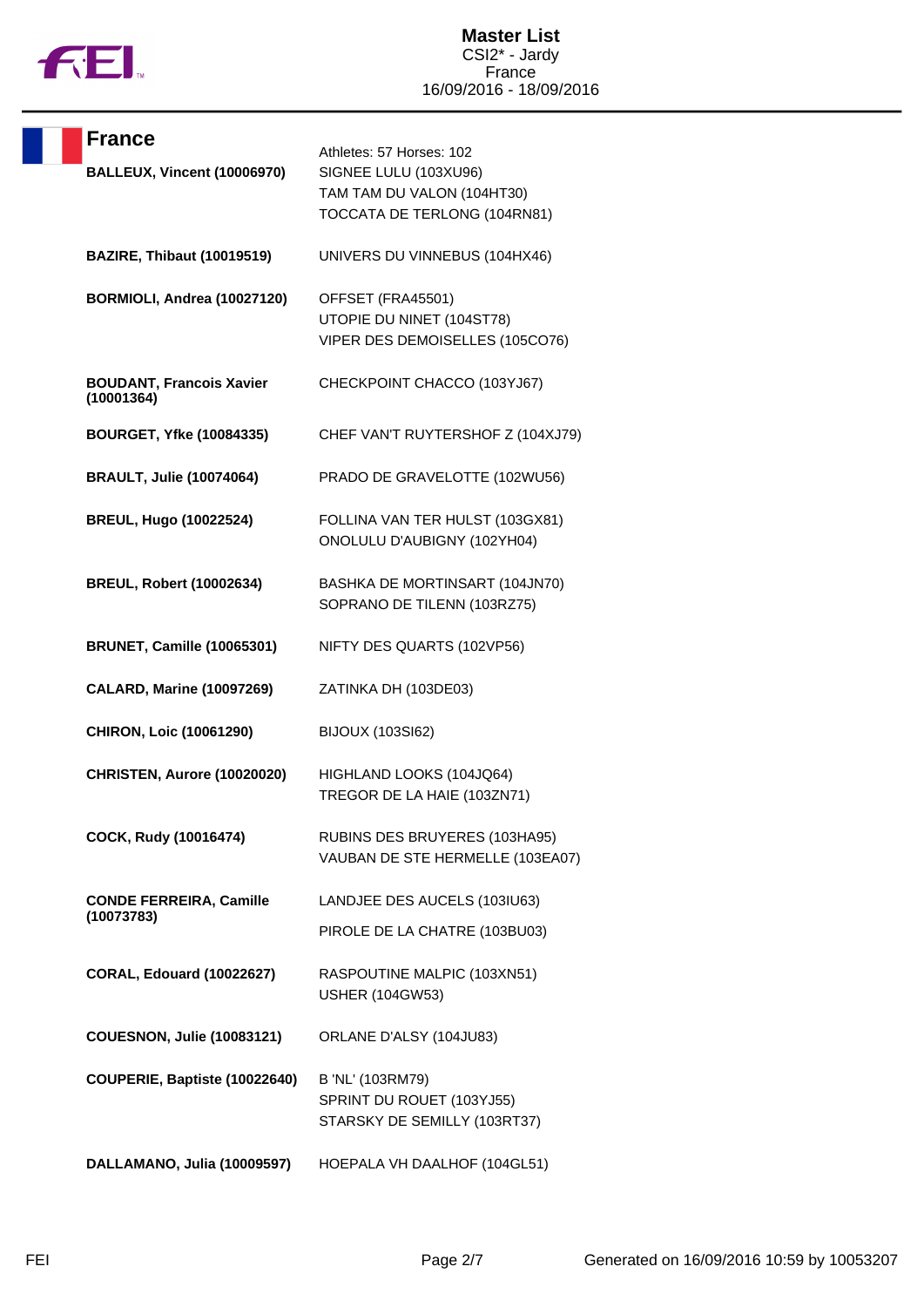## France

Athletes: 57 Horses: 102

| Athlete | Horses |
| --- | --- |
| **BALLEUX, Vincent (10006970)** | SIGNEE LULU (103XU96)<br>TAM TAM DU VALON (104HT30)<br>TOCCATA DE TERLONG (104RN81) |
| **BAZIRE, Thibaut (10019519)** | UNIVERS DU VINNEBUS (104HX46) |
| **BORMIOLI, Andrea (10027120)** | OFFSET (FRA45501)<br>UTOPIE DU NINET (104ST78)<br>VIPER DES DEMOISELLES (105CO76) |
| **BOUDANT, Francois Xavier (10001364)** | CHECKPOINT CHACCO (103YJ67) |
| **BOURGET, Yfke (10084335)** | CHEF VAN'T RUYTERSHOF Z (104XJ79) |
| **BRAULT, Julie (10074064)** | PRADO DE GRAVELOTTE (102WU56) |
| **BREUL, Hugo (10022524)** | FOLLINA VAN TER HULST (103GX81)<br>ONOLULU D'AUBIGNY (102YH04) |
| **BREUL, Robert (10002634)** | BASHKA DE MORTINSART (104JN70)<br>SOPRANO DE TILENN (103RZ75) |
| **BRUNET, Camille (10065301)** | NIFTY DES QUARTS (102VP56) |
| **CALARD, Marine (10097269)** | ZATINKA DH (103DE03) |
| **CHIRON, Loic (10061290)** | BIJOUX (103SI62) |
| **CHRISTEN, Aurore (10020020)** | HIGHLAND LOOKS (104JQ64)<br>TREGOR DE LA HAIE (103ZN71) |
| **COCK, Rudy (10016474)** | RUBINS DES BRUYERES (103HA95)<br>VAUBAN DE STE HERMELLE (103EA07) |
| **CONDE FERREIRA, Camille (10073783)** | LANDJEE DES AUCELS (103IU63)<br>PIROLE DE LA CHATRE (103BU03) |
| **CORAL, Edouard (10022627)** | RASPOUTINE MALPIC (103XN51)<br>USHER (104GW53) |
| **COUESNON, Julie (10083121)** | ORLANE D'ALSY (104JU83) |
| **COUPERIE, Baptiste (10022640)** | B 'NL' (103RM79)<br>SPRINT DU ROUET (103YJ55)<br>STARSKY DE SEMILLY (103RT37) |
| **DALLAMANO, Julia (10009597)** | HOEPALA VH DAALHOF (104GL51) |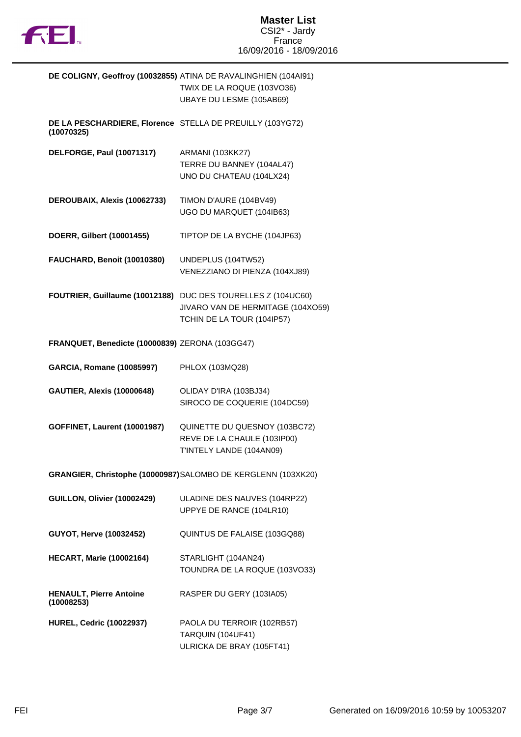**DE COLIGNY, Geoffroy (10032855)** ATINA DE RAVALINGHIEN (104AI91)
TWIX DE LA ROQUE (103VO36)
UBAYE DU LESME (105AB69)

**DE LA PESCHARDIERE, Florence (10070325)** STELLA DE PREUILLY (103YG72)

**DELFORGE, Paul (10071317)** ARMANI (103KK27)
TERRE DU BANNEY (104AL47)
UNO DU CHATEAU (104LX24)

**DEROUBAIX, Alexis (10062733)** TIMON D'AURE (104BV49)
UGO DU MARQUET (104IB63)

**DOERR, Gilbert (10001455)** TIPTOP DE LA BYCHE (104JP63)

**FAUCHARD, Benoit (10010380)** UNDEPLUS (104TW52)
VENEZZIANO DI PIENZA (104XJ89)

**FOUTRIER, Guillaume (10012188)** DUC DES TOURELLES Z (104UC60)
JIVARO VAN DE HERMITAGE (104XO59)
TCHIN DE LA TOUR (104IP57)

**FRANQUET, Benedicte (10000839)** ZERONA (103GG47)

**GARCIA, Romane (10085997)** PHLOX (103MQ28)

**GAUTIER, Alexis (10000648)** OLIDAY D'IRA (103BJ34)
SIROCO DE COQUERIE (104DC59)

**GOFFINET, Laurent (10001987)** QUINETTE DU QUESNOY (103BC72)
REVE DE LA CHAULE (103IP00)
T'INTELY LANDE (104AN09)

**GRANGIER, Christophe (10000987)** SALOMBO DE KERGLENN (103XK20)

**GUILLON, Olivier (10002429)** ULADINE DES NAUVES (104RP22)
UPPYE DE RANCE (104LR10)

**GUYOT, Herve (10032452)** QUINTUS DE FALAISE (103GQ88)

**HECART, Marie (10002164)** STARLIGHT (104AN24)
TOUNDRA DE LA ROQUE (103VO33)

**HENAULT, Pierre Antoine (10008253)** RASPER DU GERY (103IA05)

**HUREL, Cedric (10022937)** PAOLA DU TERROIR (102RB57)
TARQUIN (104UF41)
ULRICKA DE BRAY (105FT41)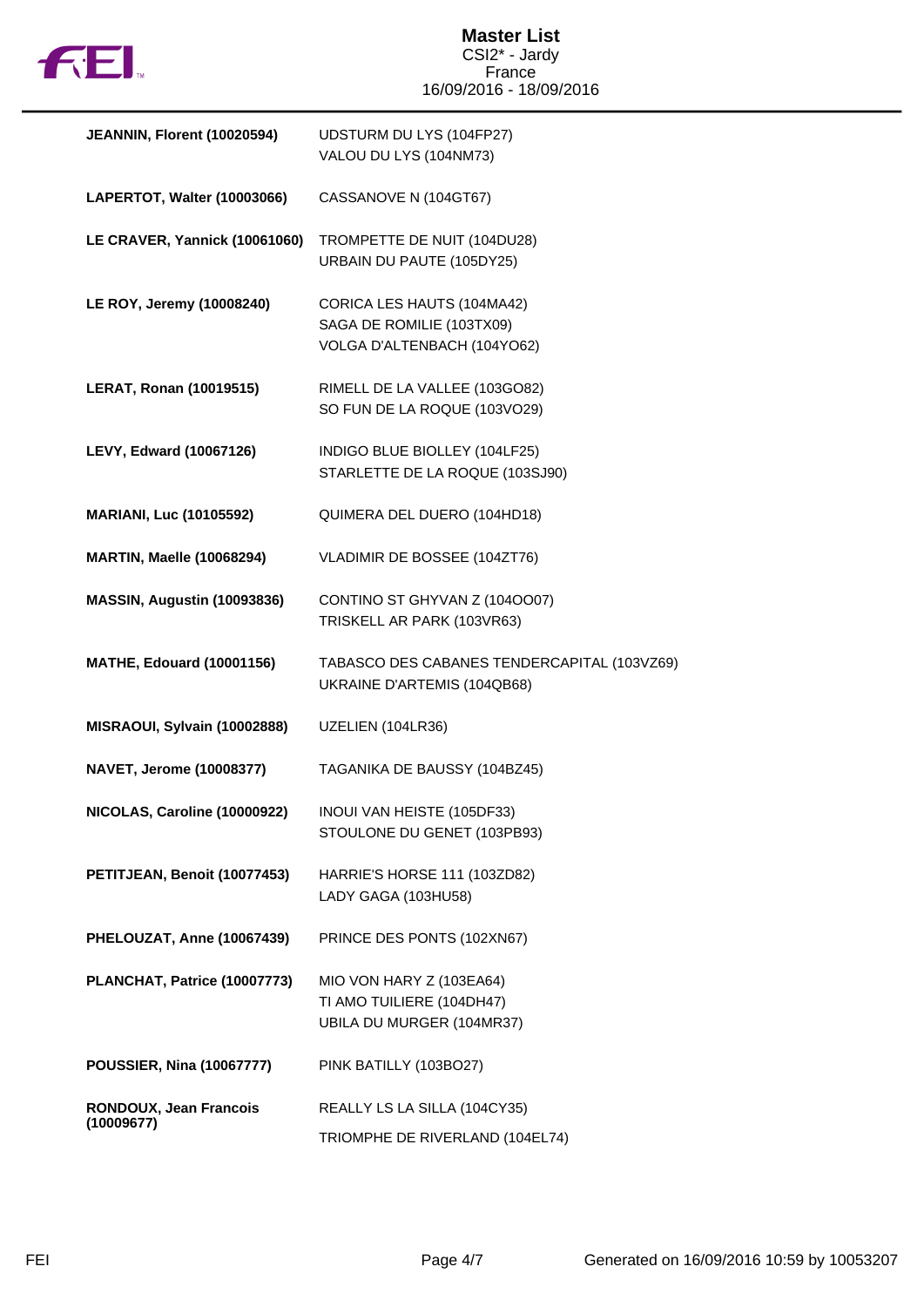# Master List

CSI2* - Jardy
France
16/09/2016 - 18/09/2016

| Rider | Horses |
|---|---|
| **JEANNIN, Florent (10020594)** | UDSTURM DU LYS (104FP27)<br>VALOU DU LYS (104NM73) |
| **LAPERTOT, Walter (10003066)** | CASSANOVE N (104GT67) |
| **LE CRAVER, Yannick (10061060)** | TROMPETTE DE NUIT (104DU28)<br>URBAIN DU PAUTE (105DY25) |
| **LE ROY, Jeremy (10008240)** | CORICA LES HAUTS (104MA42)<br>SAGA DE ROMILIE (103TX09)<br>VOLGA D'ALTENBACH (104YO62) |
| **LERAT, Ronan (10019515)** | RIMELL DE LA VALLEE (103GO82)<br>SO FUN DE LA ROQUE (103VO29) |
| **LEVY, Edward (10067126)** | INDIGO BLUE BIOLLEY (104LF25)<br>STARLETTE DE LA ROQUE (103SJ90) |
| **MARIANI, Luc (10105592)** | QUIMERA DEL DUERO (104HD18) |
| **MARTIN, Maelle (10068294)** | VLADIMIR DE BOSSEE (104ZT76) |
| **MASSIN, Augustin (10093836)** | CONTINO ST GHYVAN Z (104OO07)<br>TRISKELL AR PARK (103VR63) |
| **MATHE, Edouard (10001156)** | TABASCO DES CABANES TENDERCAPITAL (103VZ69)<br>UKRAINE D'ARTEMIS (104QB68) |
| **MISRAOUI, Sylvain (10002888)** | UZELIEN (104LR36) |
| **NAVET, Jerome (10008377)** | TAGANIKA DE BAUSSY (104BZ45) |
| **NICOLAS, Caroline (10000922)** | INOUI VAN HEISTE (105DF33)<br>STOULONE DU GENET (103PB93) |
| **PETITJEAN, Benoit (10077453)** | HARRIE'S HORSE 111 (103ZD82)<br>LADY GAGA (103HU58) |
| **PHELOUZAT, Anne (10067439)** | PRINCE DES PONTS (102XN67) |
| **PLANCHAT, Patrice (10007773)** | MIO VON HARY Z (103EA64)<br>TI AMO TUILIERE (104DH47)<br>UBILA DU MURGER (104MR37) |
| **POUSSIER, Nina (10067777)** | PINK BATILLY (103BO27) |
| **RONDOUX, Jean Francois (10009677)** | REALLY LS LA SILLA (104CY35)<br>TRIOMPHE DE RIVERLAND (104EL74) |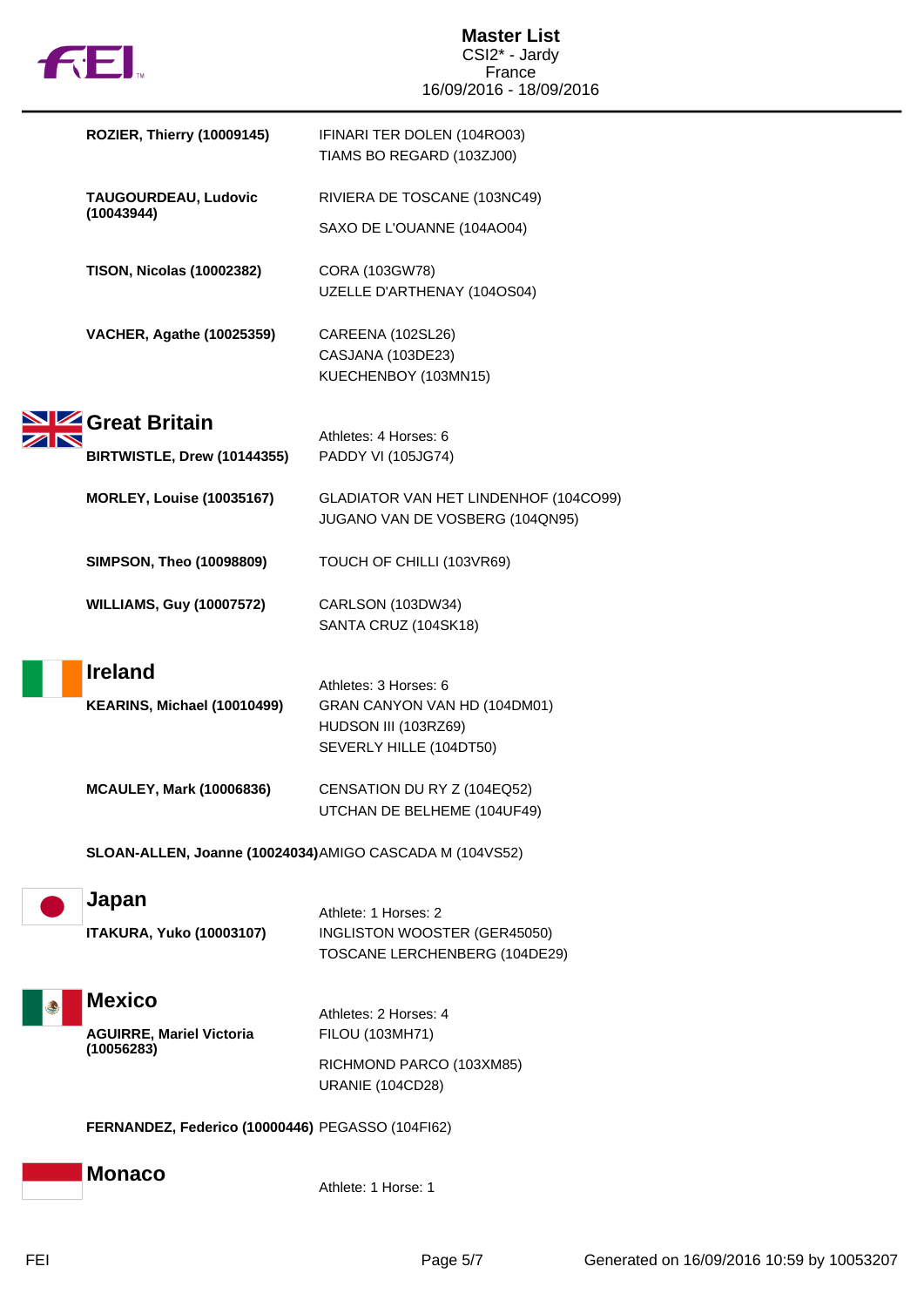| | |
|---|---|
| **ROZIER, Thierry (10009145)** | IFINARI TER DOLEN (104RO03)<br>TIAMS BO REGARD (103ZJ00) |
| **TAUGOURDEAU, Ludovic (10043944)** | RIVIERA DE TOSCANE (103NC49)<br>SAXO DE L'OUANNE (104AO04) |
| **TISON, Nicolas (10002382)** | CORA (103GW78)<br>UZELLE D'ARTHENAY (104OS04) |
| **VACHER, Agathe (10025359)** | CAREENA (102SL26)<br>CASJANA (103DE23)<br>KUECHENBOY (103MN15) |

## Great Britain

Athletes: 4 Horses: 6

| | |
|---|---|
| **BIRTWISTLE, Drew (10144355)** | PADDY VI (105JG74) |
| **MORLEY, Louise (10035167)** | GLADIATOR VAN HET LINDENHOF (104CO99)<br>JUGANO VAN DE VOSBERG (104QN95) |
| **SIMPSON, Theo (10098809)** | TOUCH OF CHILLI (103VR69) |
| **WILLIAMS, Guy (10007572)** | CARLSON (103DW34)<br>SANTA CRUZ (104SK18) |

## Ireland

Athletes: 3 Horses: 6

| | |
|---|---|
| **KEARINS, Michael (10010499)** | GRAN CANYON VAN HD (104DM01)<br>HUDSON III (103RZ69)<br>SEVERLY HILLE (104DT50) |
| **MCAULEY, Mark (10006836)** | CENSATION DU RY Z (104EQ52)<br>UTCHAN DE BELHEME (104UF49) |
| **SLOAN-ALLEN, Joanne (10024034)** | AMIGO CASCADA M (104VS52) |

## Japan

Athlete: 1 Horses: 2

| | |
|---|---|
| **ITAKURA, Yuko (10003107)** | INGLISTON WOOSTER (GER45050)<br>TOSCANE LERCHENBERG (104DE29) |

## Mexico

Athletes: 2 Horses: 4

| | |
|---|---|
| **AGUIRRE, Mariel Victoria (10056283)** | FILOU (103MH71)<br>RICHMOND PARCO (103XM85)<br>URANIE (104CD28) |
| **FERNANDEZ, Federico (10000446)** | PEGASSO (104FI62) |

## Monaco

Athlete: 1 Horse: 1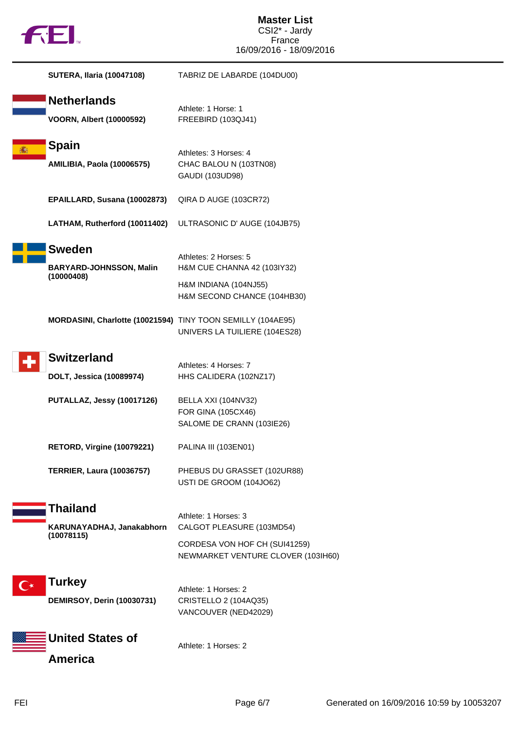SUTERA, Ilaria (10047108) — TABRIZ DE LABARDE (104DU00)

## Netherlands

Athlete: 1 Horse: 1

**VOORN, Albert (10000592)**
- FREEBIRD (103QJ41)

## Spain

Athletes: 3 Horses: 4

**AMILIBIA, Paola (10006575)**
- CHAC BALOU N (103TN08)
- GAUDI (103UD98)

**EPAILLARD, Susana (10002873)**
- QIRA D AUGE (103CR72)

**LATHAM, Rutherford (10011402)**
- ULTRASONIC D' AUGE (104JB75)

## Sweden

Athletes: 2 Horses: 5

**BARYARD-JOHNSSON, Malin (10000408)**
- H&M CUE CHANNA 42 (103IY32)
- H&M INDIANA (104NJ55)
- H&M SECOND CHANCE (104HB30)

**MORDASINI, Charlotte (10021594)**
- TINY TOON SEMILLY (104AE95)
- UNIVERS LA TUILIERE (104ES28)

## Switzerland

Athletes: 4 Horses: 7

**DOLT, Jessica (10089974)**
- HHS CALIDERA (102NZ17)

**PUTALLAZ, Jessy (10017126)**
- BELLA XXI (104NV32)
- FOR GINA (105CX46)
- SALOME DE CRANN (103IE26)

**RETORD, Virgine (10079221)**
- PALINA III (103EN01)

**TERRIER, Laura (10036757)**
- PHEBUS DU GRASSET (102UR88)
- USTI DE GROOM (104JO62)

## Thailand

Athlete: 1 Horses: 3

**KARUNAYADHAJ, Janakabhorn (10078115)**
- CALGOT PLEASURE (103MD54)
- CORDESA VON HOF CH (SUI41259)
- NEWMARKET VENTURE CLOVER (103IH60)

## Turkey

Athlete: 1 Horses: 2

**DEMIRSOY, Derin (10030731)**
- CRISTELLO 2 (104AQ35)
- VANCOUVER (NED42029)

## United States of America

Athlete: 1 Horses: 2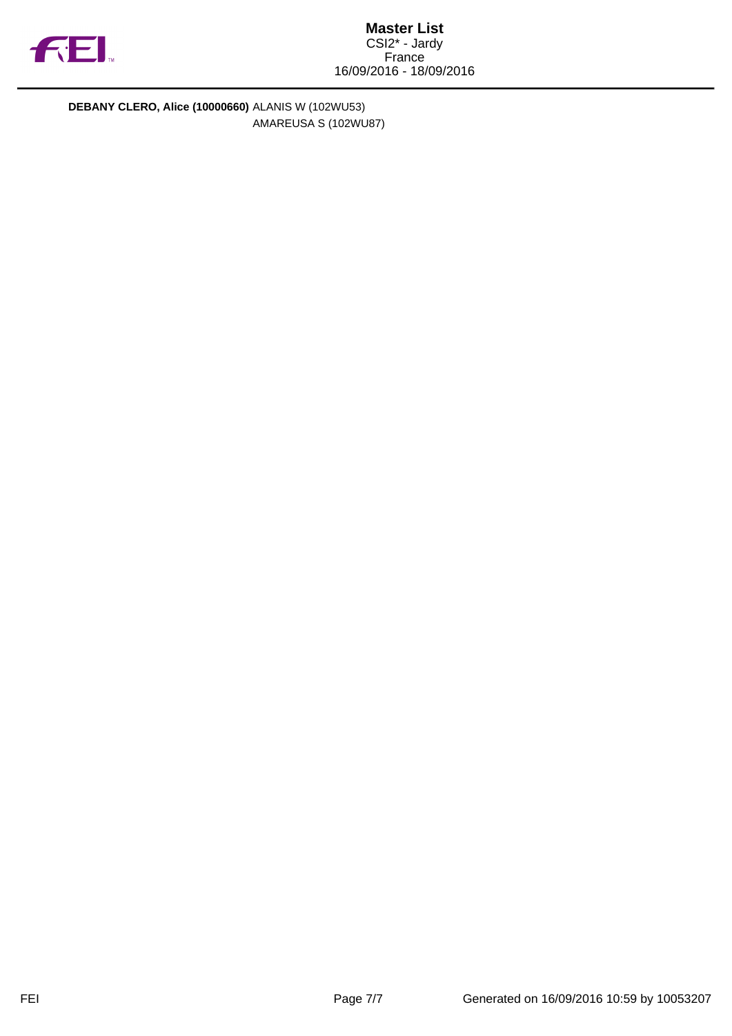**DEBANY CLERO, Alice (10000660)** ALANIS W (102WU53)
AMAREUSA S (102WU87)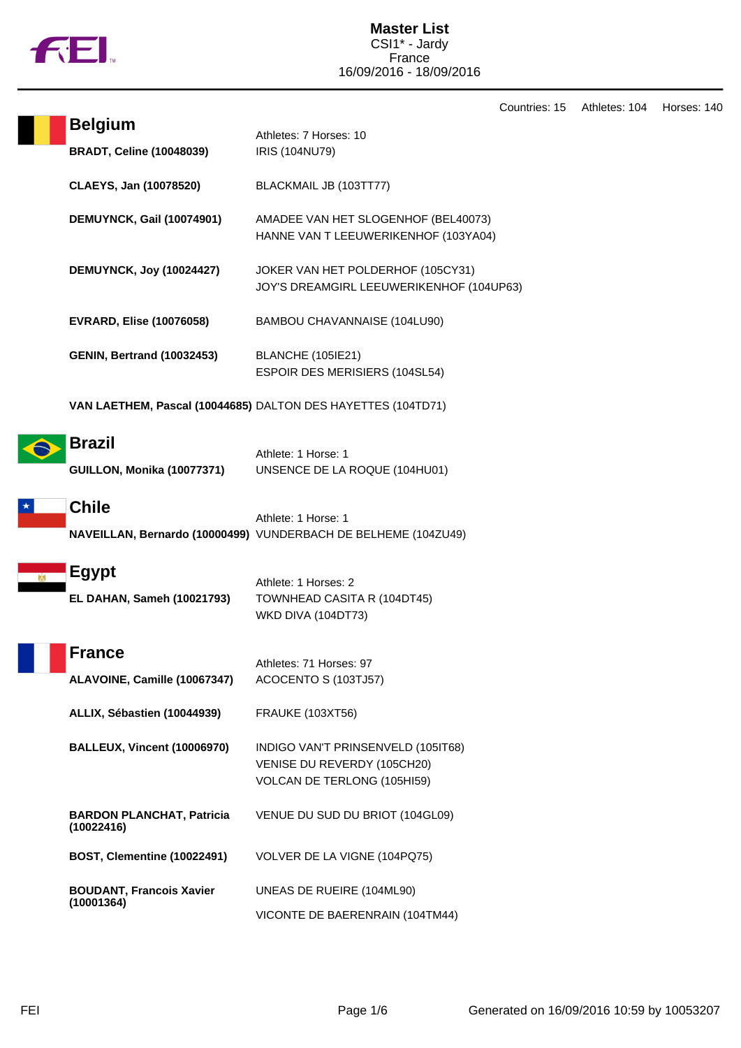# Master List

CSI1* - Jardy
France
16/09/2016 - 18/09/2016

Countries: 15 Athletes: 104 Horses: 140

## Belgium

Athletes: 7 Horses: 10

| Athlete | Horses |
|---|---|
| **BRADT, Celine (10048039)** | IRIS (104NU79) |
| **CLAEYS, Jan (10078520)** | BLACKMAIL JB (103TT77) |
| **DEMUYNCK, Gail (10074901)** | AMADEE VAN HET SLOGENHOF (BEL40073)<br>HANNE VAN T LEEUWERIKENHOF (103YA04) |
| **DEMUYNCK, Joy (10024427)** | JOKER VAN HET POLDERHOF (105CY31)<br>JOY'S DREAMGIRL LEEUWERIKENHOF (104UP63) |
| **EVRARD, Elise (10076058)** | BAMBOU CHAVANNAISE (104LU90) |
| **GENIN, Bertrand (10032453)** | BLANCHE (105IE21)<br>ESPOIR DES MERISIERS (104SL54) |
| **VAN LAETHEM, Pascal (10044685)** | DALTON DES HAYETTES (104TD71) |

## Brazil

Athlete: 1 Horse: 1

| Athlete | Horses |
|---|---|
| **GUILLON, Monika (10077371)** | UNSENCE DE LA ROQUE (104HU01) |

## Chile

Athlete: 1 Horse: 1

| Athlete | Horses |
|---|---|
| **NAVEILLAN, Bernardo (10000499)** | VUNDERBACH DE BELHEME (104ZU49) |

## Egypt

Athlete: 1 Horses: 2

| Athlete | Horses |
|---|---|
| **EL DAHAN, Sameh (10021793)** | TOWNHEAD CASITA R (104DT45)<br>WKD DIVA (104DT73) |

## France

Athletes: 71 Horses: 97

| Athlete | Horses |
|---|---|
| **ALAVOINE, Camille (10067347)** | ACOCENTO S (103TJ57) |
| **ALLIX, Sébastien (10044939)** | FRAUKE (103XT56) |
| **BALLEUX, Vincent (10006970)** | INDIGO VAN'T PRINSENVELD (105IT68)<br>VENISE DU REVERDY (105CH20)<br>VOLCAN DE TERLONG (105HI59) |
| **BARDON PLANCHAT, Patricia (10022416)** | VENUE DU SUD DU BRIOT (104GL09) |
| **BOST, Clementine (10022491)** | VOLVER DE LA VIGNE (104PQ75) |
| **BOUDANT, Francois Xavier (10001364)** | UNEAS DE RUEIRE (104ML90)<br>VICONTE DE BAERENRAIN (104TM44) |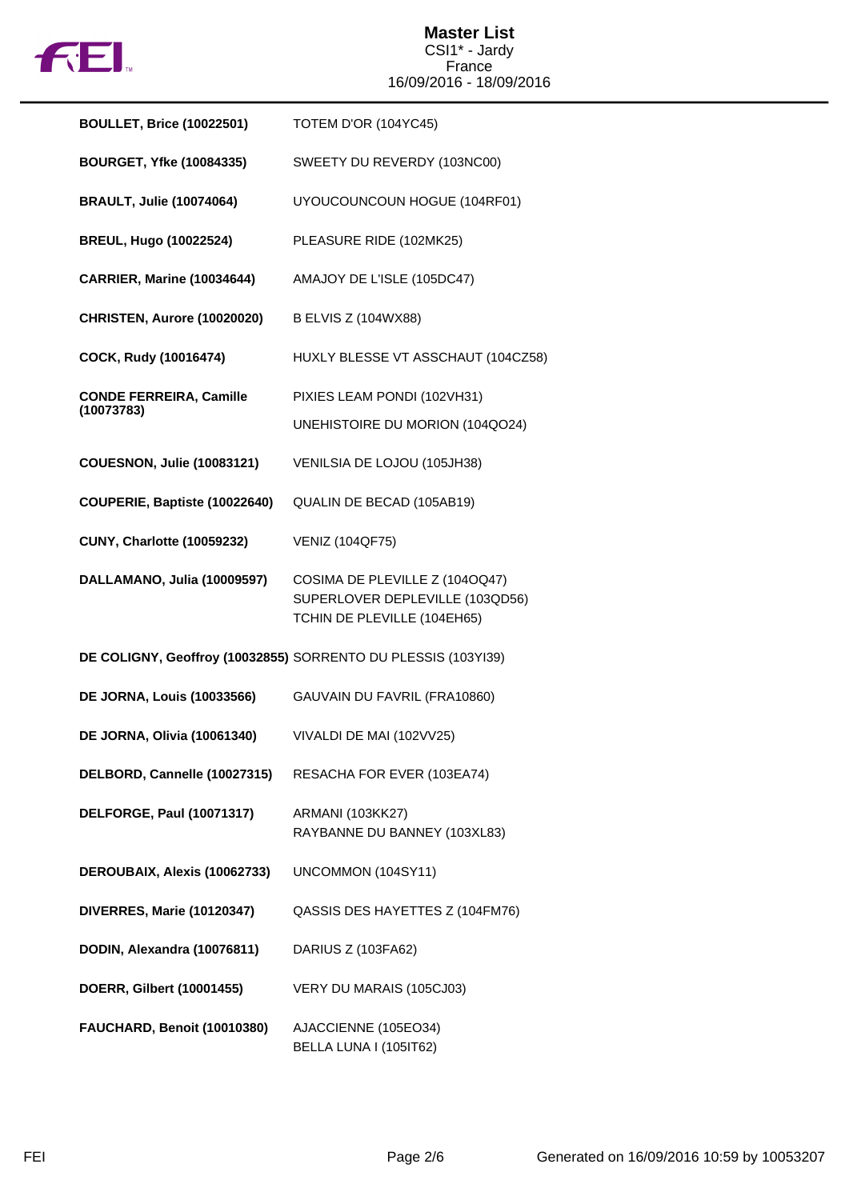**Master List**
CSI1* - Jardy
France
16/09/2016 - 18/09/2016

| Rider | Horse |
|---|---|
| **BOULLET, Brice (10022501)** | TOTEM D'OR (104YC45) |
| **BOURGET, Yfke (10084335)** | SWEETY DU REVERDY (103NC00) |
| **BRAULT, Julie (10074064)** | UYOUCOUNCOUN HOGUE (104RF01) |
| **BREUL, Hugo (10022524)** | PLEASURE RIDE (102MK25) |
| **CARRIER, Marine (10034644)** | AMAJOY DE L'ISLE (105DC47) |
| **CHRISTEN, Aurore (10020020)** | B ELVIS Z (104WX88) |
| **COCK, Rudy (10016474)** | HUXLY BLESSE VT ASSCHAUT (104CZ58) |
| **CONDE FERREIRA, Camille (10073783)** | PIXIES LEAM PONDI (102VH31)<br>UNEHISTOIRE DU MORION (104QO24) |
| **COUESNON, Julie (10083121)** | VENILSIA DE LOJOU (105JH38) |
| **COUPERIE, Baptiste (10022640)** | QUALIN DE BECAD (105AB19) |
| **CUNY, Charlotte (10059232)** | VENIZ (104QF75) |
| **DALLAMANO, Julia (10009597)** | COSIMA DE PLEVILLE Z (104OQ47)<br>SUPERLOVER DEPLEVILLE (103QD56)<br>TCHIN DE PLEVILLE (104EH65) |
| **DE COLIGNY, Geoffroy (10032855)** | SORRENTO DU PLESSIS (103YI39) |
| **DE JORNA, Louis (10033566)** | GAUVAIN DU FAVRIL (FRA10860) |
| **DE JORNA, Olivia (10061340)** | VIVALDI DE MAI (102VV25) |
| **DELBORD, Cannelle (10027315)** | RESACHA FOR EVER (103EA74) |
| **DELFORGE, Paul (10071317)** | ARMANI (103KK27)<br>RAYBANNE DU BANNEY (103XL83) |
| **DEROUBAIX, Alexis (10062733)** | UNCOMMON (104SY11) |
| **DIVERRES, Marie (10120347)** | QASSIS DES HAYETTES Z (104FM76) |
| **DODIN, Alexandra (10076811)** | DARIUS Z (103FA62) |
| **DOERR, Gilbert (10001455)** | VERY DU MARAIS (105CJ03) |
| **FAUCHARD, Benoit (10010380)** | AJACCIENNE (105EO34)<br>BELLA LUNA I (105IT62) |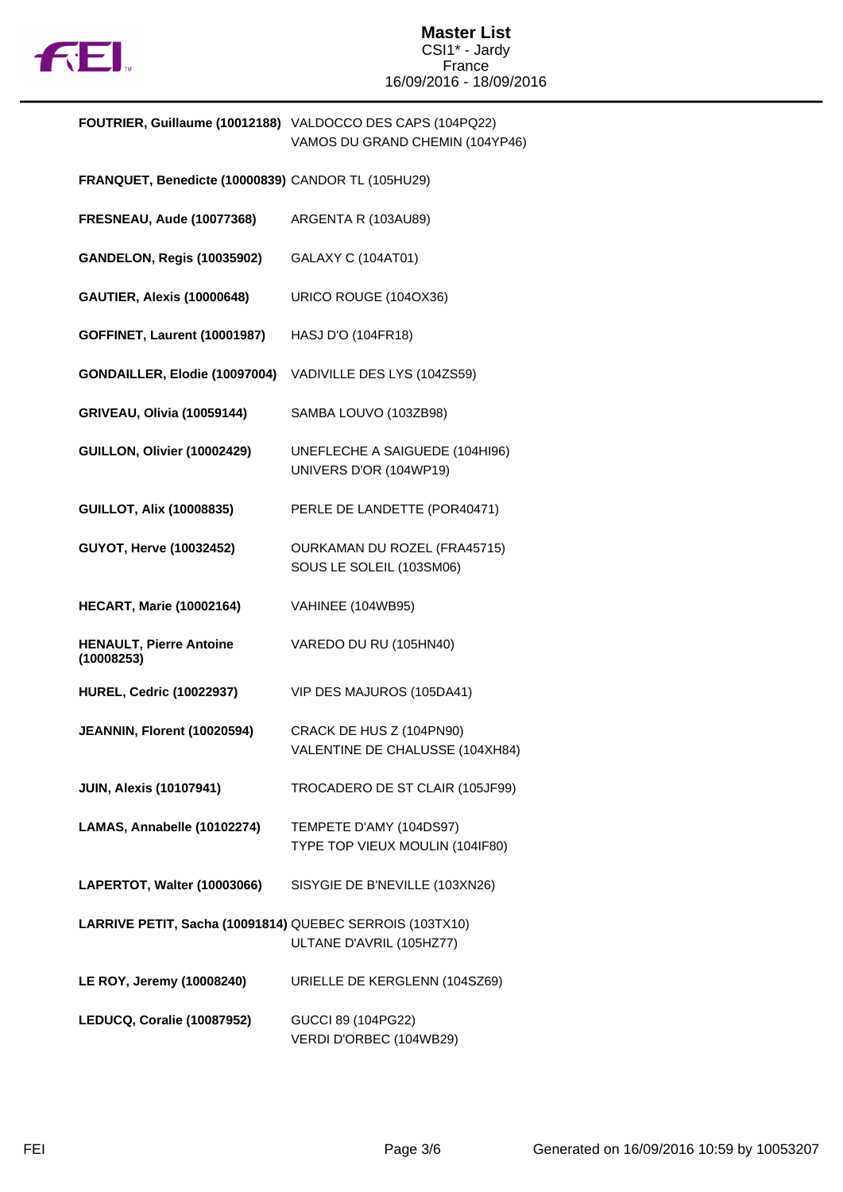# Master List

CSI1* - Jardy
France
16/09/2016 - 18/09/2016

| Rider | Horses |
| --- | --- |
| **FOUTRIER, Guillaume (10012188)** | VALDOCCO DES CAPS (104PQ22)<br>VAMOS DU GRAND CHEMIN (104YP46) |
| **FRANQUET, Benedicte (10000839)** | CANDOR TL (105HU29) |
| **FRESNEAU, Aude (10077368)** | ARGENTA R (103AU89) |
| **GANDELON, Regis (10035902)** | GALAXY C (104AT01) |
| **GAUTIER, Alexis (10000648)** | URICO ROUGE (104OX36) |
| **GOFFINET, Laurent (10001987)** | HASJ D'O (104FR18) |
| **GONDAILLER, Elodie (10097004)** | VADIVILLE DES LYS (104ZS59) |
| **GRIVEAU, Olivia (10059144)** | SAMBA LOUVO (103ZB98) |
| **GUILLON, Olivier (10002429)** | UNEFLECHE A SAIGUEDE (104HI96)<br>UNIVERS D'OR (104WP19) |
| **GUILLOT, Alix (10008835)** | PERLE DE LANDETTE (POR40471) |
| **GUYOT, Herve (10032452)** | OURKAMAN DU ROZEL (FRA45715)<br>SOUS LE SOLEIL (103SM06) |
| **HECART, Marie (10002164)** | VAHINEE (104WB95) |
| **HENAULT, Pierre Antoine (10008253)** | VAREDO DU RU (105HN40) |
| **HUREL, Cedric (10022937)** | VIP DES MAJUROS (105DA41) |
| **JEANNIN, Florent (10020594)** | CRACK DE HUS Z (104PN90)<br>VALENTINE DE CHALUSSE (104XH84) |
| **JUIN, Alexis (10107941)** | TROCADERO DE ST CLAIR (105JF99) |
| **LAMAS, Annabelle (10102274)** | TEMPETE D'AMY (104DS97)<br>TYPE TOP VIEUX MOULIN (104IF80) |
| **LAPERTOT, Walter (10003066)** | SISYGIE DE B'NEVILLE (103XN26) |
| **LARRIVE PETIT, Sacha (10091814)** | QUEBEC SERROIS (103TX10)<br>ULTANE D'AVRIL (105HZ77) |
| **LE ROY, Jeremy (10008240)** | URIELLE DE KERGLENN (104SZ69) |
| **LEDUCQ, Coralie (10087952)** | GUCCI 89 (104PG22)<br>VERDI D'ORBEC (104WB29) |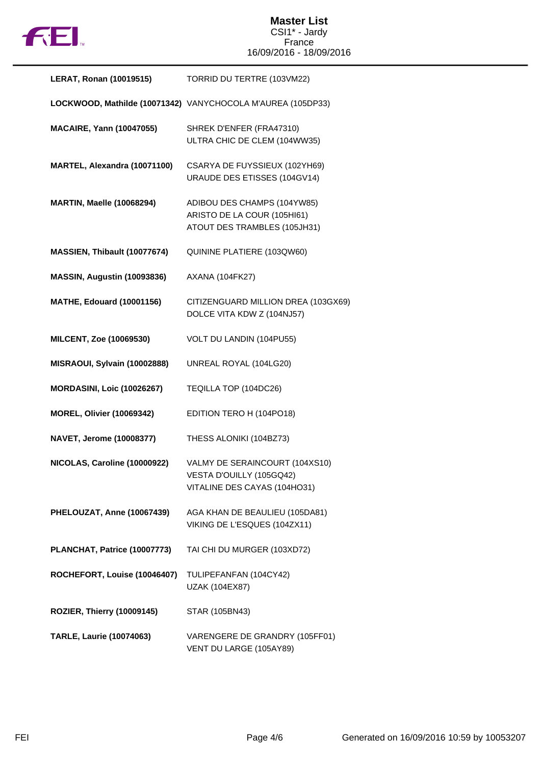| Rider | Horses |
| --- | --- |
| **LERAT, Ronan (10019515)** | TORRID DU TERTRE (103VM22) |
| **LOCKWOOD, Mathilde (10071342)** | VANYCHOCOLA M'AUREA (105DP33) |
| **MACAIRE, Yann (10047055)** | SHREK D'ENFER (FRA47310)<br>ULTRA CHIC DE CLEM (104WW35) |
| **MARTEL, Alexandra (10071100)** | CSARYA DE FUYSSIEUX (102YH69)<br>URAUDE DES ETISSES (104GV14) |
| **MARTIN, Maelle (10068294)** | ADIBOU DES CHAMPS (104YW85)<br>ARISTO DE LA COUR (105HI61)<br>ATOUT DES TRAMBLES (105JH31) |
| **MASSIEN, Thibault (10077674)** | QUININE PLATIERE (103QW60) |
| **MASSIN, Augustin (10093836)** | AXANA (104FK27) |
| **MATHE, Edouard (10001156)** | CITIZENGUARD MILLION DREA (103GX69)<br>DOLCE VITA KDW Z (104NJ57) |
| **MILCENT, Zoe (10069530)** | VOLT DU LANDIN (104PU55) |
| **MISRAOUI, Sylvain (10002888)** | UNREAL ROYAL (104LG20) |
| **MORDASINI, Loic (10026267)** | TEQILLA TOP (104DC26) |
| **MOREL, Olivier (10069342)** | EDITION TERO H (104PO18) |
| **NAVET, Jerome (10008377)** | THESS ALONIKI (104BZ73) |
| **NICOLAS, Caroline (10000922)** | VALMY DE SERAINCOURT (104XS10)<br>VESTA D'OUILLY (105GQ42)<br>VITALINE DES CAYAS (104HO31) |
| **PHELOUZAT, Anne (10067439)** | AGA KHAN DE BEAULIEU (105DA81)<br>VIKING DE L'ESQUES (104ZX11) |
| **PLANCHAT, Patrice (10007773)** | TAI CHI DU MURGER (103XD72) |
| **ROCHEFORT, Louise (10046407)** | TULIPEFANFAN (104CY42)<br>UZAK (104EX87) |
| **ROZIER, Thierry (10009145)** | STAR (105BN43) |
| **TARLE, Laurie (10074063)** | VARENGERE DE GRANDRY (105FF01)<br>VENT DU LARGE (105AY89) |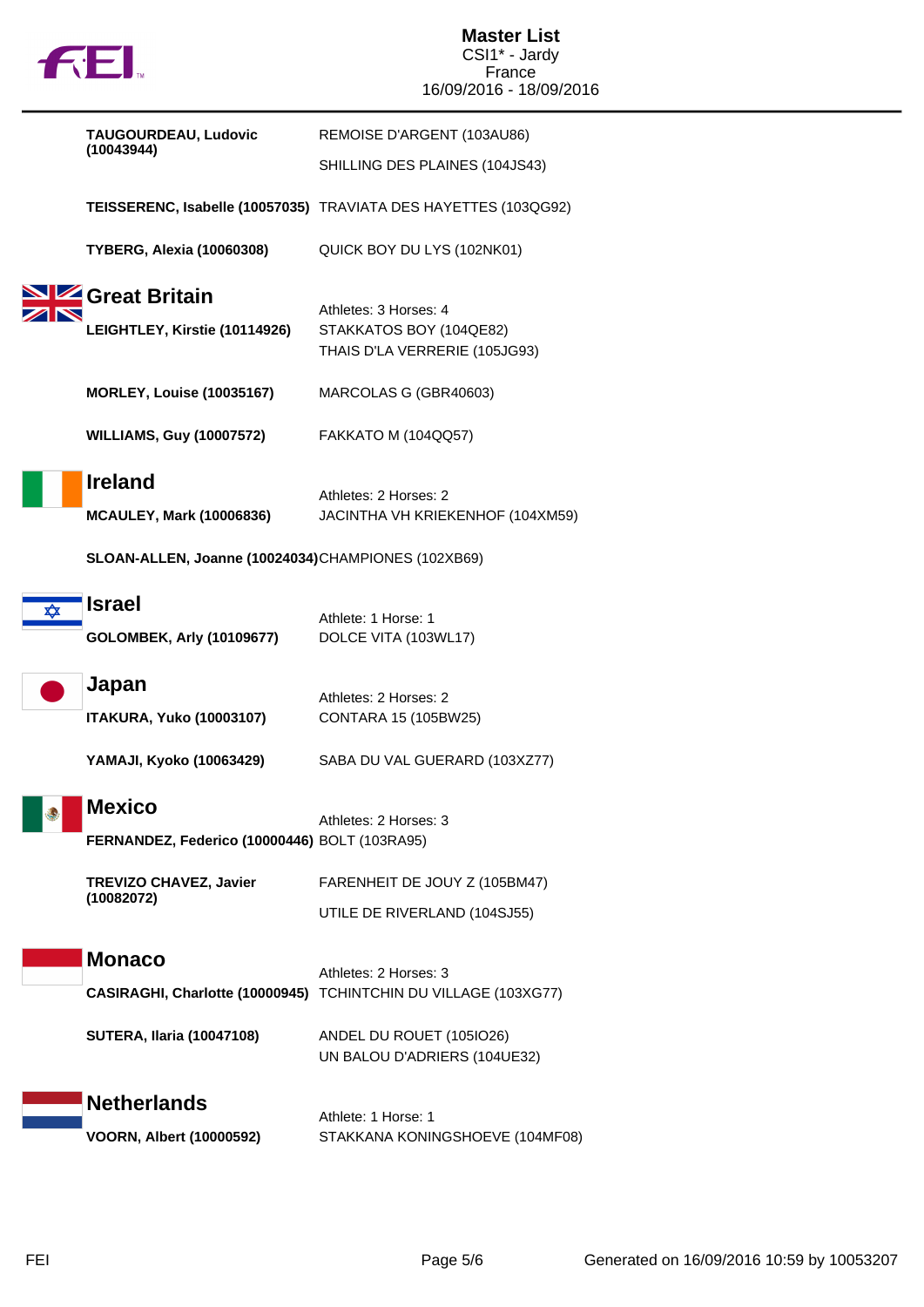**TAUGOURDEAU, Ludovic (10043944)** REMOISE D'ARGENT (103AU86)
SHILLING DES PLAINES (104JS43)

**TEISSERENC, Isabelle (10057035)** TRAVIATA DES HAYETTES (103QG92)

**TYBERG, Alexia (10060308)** QUICK BOY DU LYS (102NK01)

## Great Britain

Athletes: 3 Horses: 4

**LEIGHTLEY, Kirstie (10114926)** STAKKATOS BOY (104QE82)
THAIS D'LA VERRERIE (105JG93)

**MORLEY, Louise (10035167)** MARCOLAS G (GBR40603)

**WILLIAMS, Guy (10007572)** FAKKATO M (104QQ57)

## Ireland

Athletes: 2 Horses: 2

**MCAULEY, Mark (10006836)** JACINTHA VH KRIEKENHOF (104XM59)

**SLOAN-ALLEN, Joanne (10024034)** CHAMPIONES (102XB69)

## Israel

Athlete: 1 Horse: 1

**GOLOMBEK, Arly (10109677)** DOLCE VITA (103WL17)

## Japan

Athletes: 2 Horses: 2

**ITAKURA, Yuko (10003107)** CONTARA 15 (105BW25)

**YAMAJI, Kyoko (10063429)** SABA DU VAL GUERARD (103XZ77)

## Mexico

Athletes: 2 Horses: 3

**FERNANDEZ, Federico (10000446)** BOLT (103RA95)

**TREVIZO CHAVEZ, Javier (10082072)** FARENHEIT DE JOUY Z (105BM47)
UTILE DE RIVERLAND (104SJ55)

## Monaco

Athletes: 2 Horses: 3

**CASIRAGHI, Charlotte (10000945)** TCHINTCHIN DU VILLAGE (103XG77)

**SUTERA, Ilaria (10047108)** ANDEL DU ROUET (105IO26)
UN BALOU D'ADRIERS (104UE32)

## Netherlands

Athlete: 1 Horse: 1

**VOORN, Albert (10000592)** STAKKANA KONINGSHOEVE (104MF08)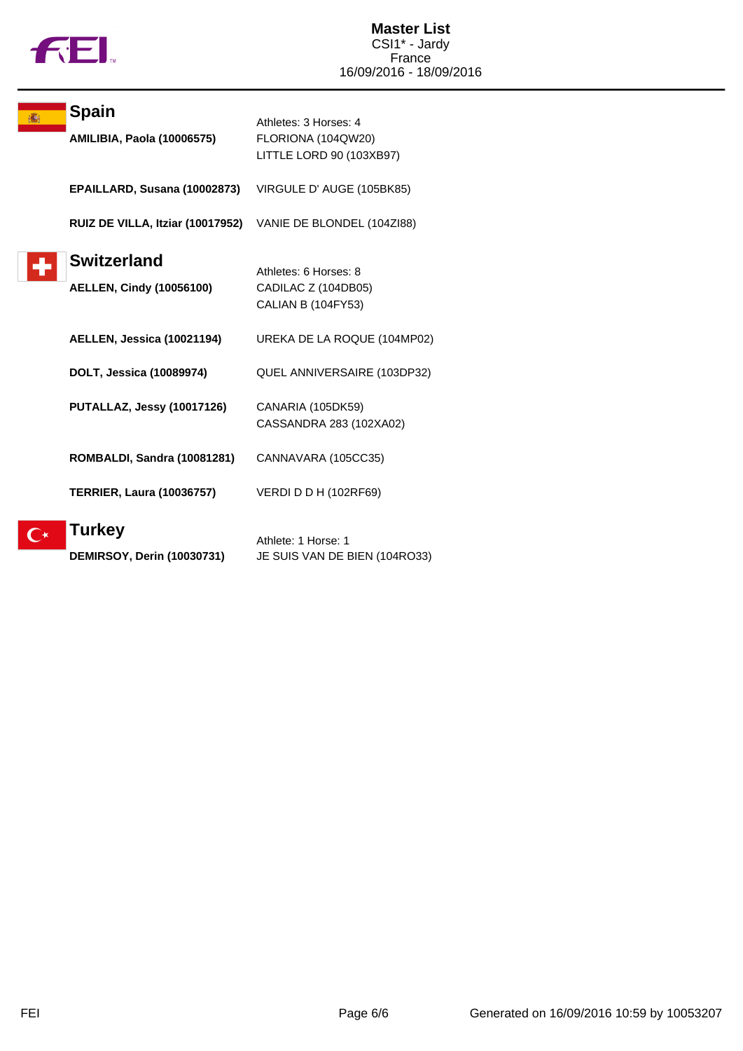# Master List
CSI1* - Jardy
France
16/09/2016 - 18/09/2016

## Spain

| | |
|---|---|
| | Athletes: 3 Horses: 4 |
| **AMILIBIA, Paola (10006575)** | FLORIONA (104QW20) |
| | LITTLE LORD 90 (103XB97) |
| **EPAILLARD, Susana (10002873)** | VIRGULE D' AUGE (105BK85) |
| **RUIZ DE VILLA, Itziar (10017952)** | VANIE DE BLONDEL (104ZI88) |

## Switzerland

| | |
|---|---|
| | Athletes: 6 Horses: 8 |
| **AELLEN, Cindy (10056100)** | CADILAC Z (104DB05) |
| | CALIAN B (104FY53) |
| **AELLEN, Jessica (10021194)** | UREKA DE LA ROQUE (104MP02) |
| **DOLT, Jessica (10089974)** | QUEL ANNIVERSAIRE (103DP32) |
| **PUTALLAZ, Jessy (10017126)** | CANARIA (105DK59) |
| | CASSANDRA 283 (102XA02) |
| **ROMBALDI, Sandra (10081281)** | CANNAVARA (105CC35) |
| **TERRIER, Laura (10036757)** | VERDI D D H (102RF69) |

## Turkey

| | |
|---|---|
| | Athlete: 1 Horse: 1 |
| **DEMIRSOY, Derin (10030731)** | JE SUIS VAN DE BIEN (104RO33) |

Generated on 16/09/2016 10:59 by 10053207